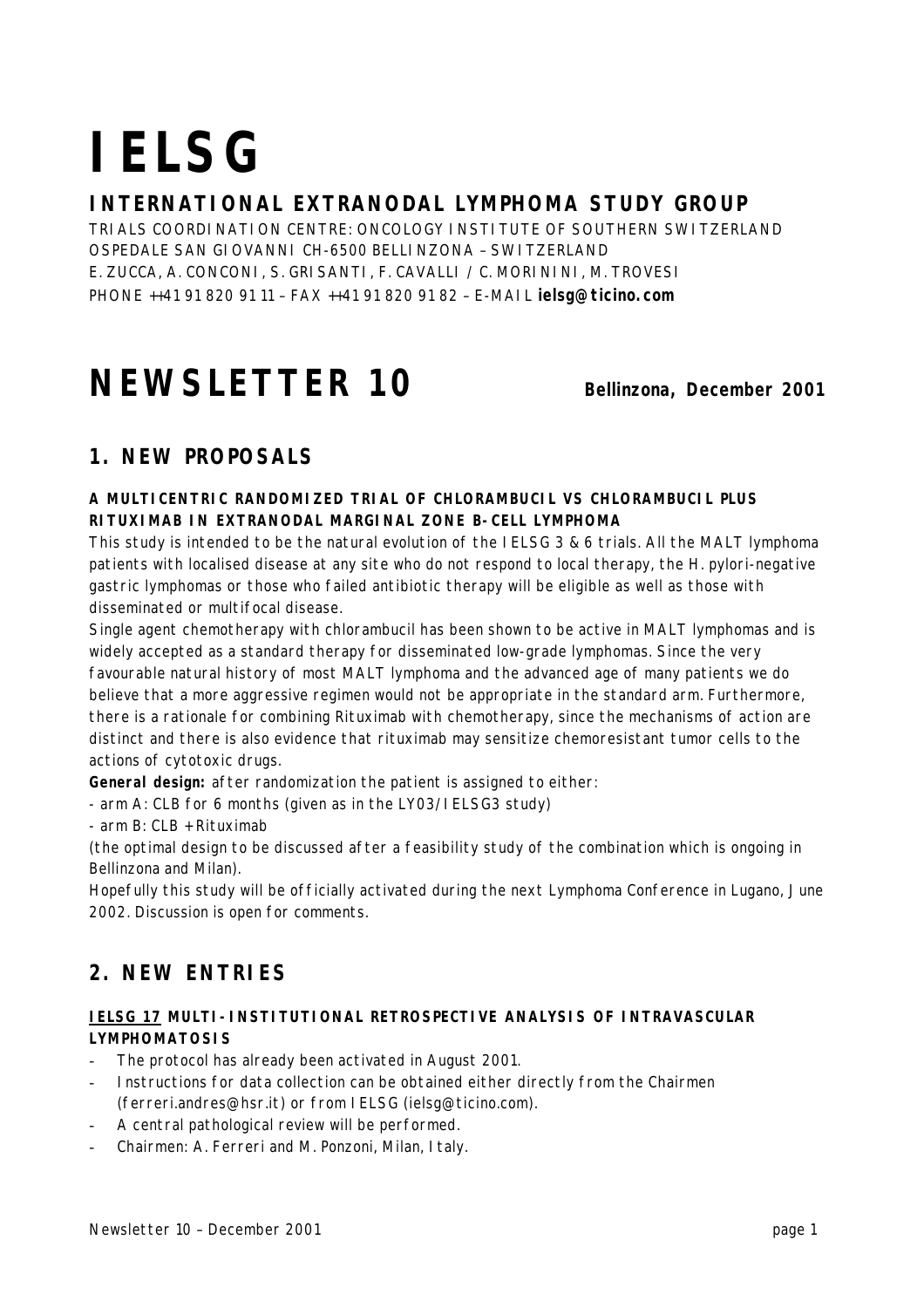# IELSG

## INTERNATIONAL EXTRANODAL LYMPHOMA STUDY GROUP

TRIALS COORDINATION CENTRE: ONCOLOGY INSTITUTE OF SOUTHERN SWITZERLAND
OSPEDALE SAN GIOVANNI CH-6500 BELLINZONA – SWITZERLAND
E. ZUCCA, A. CONCONI, S. GRISANTI, F. CAVALLI / C. MORININI, M. TROVESI
PHONE ++41 91 820 91 11 – FAX ++41 91 820 91 82 – E-MAIL **ielsg@ticino.com**

# NEWSLETTER 10

**Bellinzona, December 2001**

## 1. NEW PROPOSALS

### A MULTICENTRIC RANDOMIZED TRIAL OF CHLORAMBUCIL VS CHLORAMBUCIL PLUS RITUXIMAB IN EXTRANODAL MARGINAL ZONE B-CELL LYMPHOMA

This study is intended to be the natural evolution of the IELSG 3 & 6 trials. All the MALT lymphoma patients with localised disease at any site who do not respond to local therapy, the H. pylori-negative gastric lymphomas or those who failed antibiotic therapy will be eligible as well as those with disseminated or multifocal disease.

Single agent chemotherapy with chlorambucil has been shown to be active in MALT lymphomas and is widely accepted as a standard therapy for disseminated low-grade lymphomas. Since the very favourable natural history of most MALT lymphoma and the advanced age of many patients we do believe that a more aggressive regimen would not be appropriate in the standard arm. Furthermore, there is a rationale for combining Rituximab with chemotherapy, since the mechanisms of action are distinct and there is also evidence that rituximab may sensitize chemoresistant tumor cells to the actions of cytotoxic drugs.

**General design:** after randomization the patient is assigned to either:

- arm A: CLB for 6 months (given as in the LY03/IELSG3 study)
- arm B: CLB + Rituximab

(the optimal design to be discussed after a feasibility study of the combination which is ongoing in Bellinzona and Milan).

Hopefully this study will be officially activated during the next Lymphoma Conference in Lugano, June 2002. Discussion is open for comments.

## 2. NEW ENTRIES

### IELSG 17 MULTI-INSTITUTIONAL RETROSPECTIVE ANALYSIS OF INTRAVASCULAR LYMPHOMATOSIS

- The protocol has already been activated in August 2001.
- Instructions for data collection can be obtained either directly from the Chairmen (ferreri.andres@hsr.it) or from IELSG (ielsg@ticino.com).
- A central pathological review will be performed.
- Chairmen: A. Ferreri and M. Ponzoni, Milan, Italy.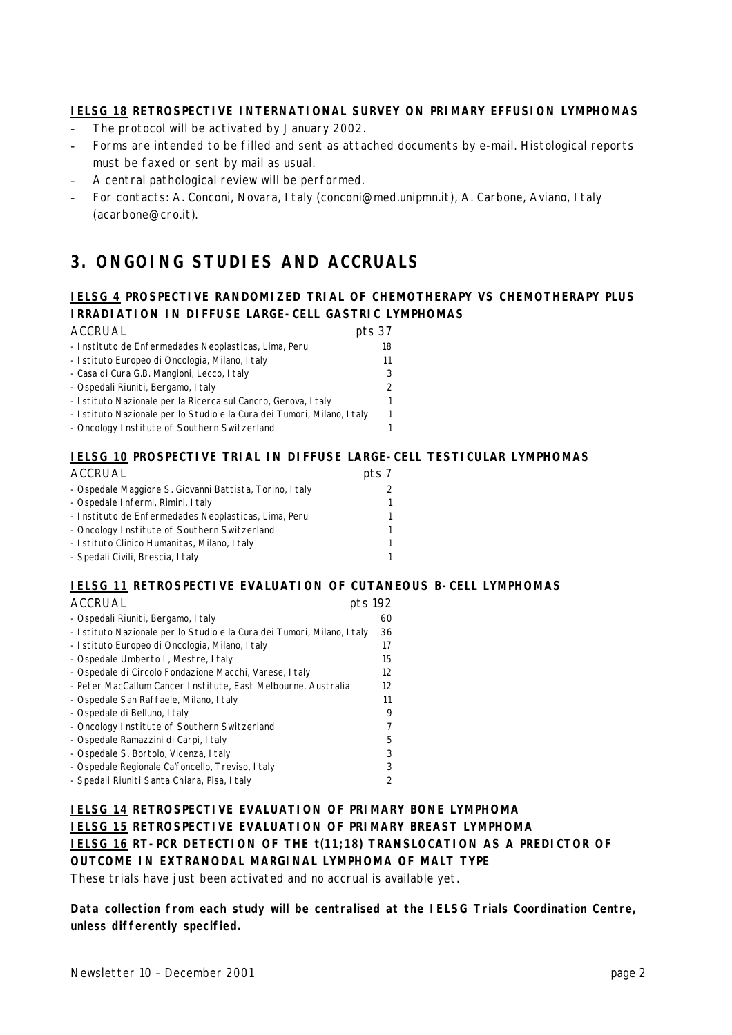**<u>IELSG 18</u> RETROSPECTIVE INTERNATIONAL SURVEY ON PRIMARY EFFUSION LYMPHOMAS**

- The protocol will be activated by January 2002.
- Forms are intended to be filled and sent as attached documents by e-mail. Histological reports must be faxed or sent by mail as usual.
- A central pathological review will be performed.
- For contacts: A. Conconi, Novara, Italy (conconi@med.unipmn.it), A. Carbone, Aviano, Italy (acarbone@cro.it).

# 3. ONGOING STUDIES AND ACCRUALS

**<u>IELSG 4</u> PROSPECTIVE RANDOMIZED TRIAL OF CHEMOTHERAPY VS CHEMOTHERAPY PLUS IRRADIATION IN DIFFUSE LARGE-CELL GASTRIC LYMPHOMAS**

| ACCRUAL | pts 37 |
|---|---|
| - Instituto de Enfermedades Neoplasticas, Lima, Peru | 18 |
| - Istituto Europeo di Oncologia, Milano, Italy | 11 |
| - Casa di Cura G.B. Mangioni, Lecco, Italy | 3 |
| - Ospedali Riuniti, Bergamo, Italy | 2 |
| - Istituto Nazionale per la Ricerca sul Cancro, Genova, Italy | 1 |
| - Istituto Nazionale per lo Studio e la Cura dei Tumori, Milano, Italy | 1 |
| - Oncology Institute of Southern Switzerland | 1 |

**<u>IELSG 10</u> PROSPECTIVE TRIAL IN DIFFUSE LARGE-CELL TESTICULAR LYMPHOMAS**

| ACCRUAL | pts 7 |
|---|---|
| - Ospedale Maggiore S. Giovanni Battista, Torino, Italy | 2 |
| - Ospedale Infermi, Rimini, Italy | 1 |
| - Instituto de Enfermedades Neoplasticas, Lima, Peru | 1 |
| - Oncology Institute of Southern Switzerland | 1 |
| - Istituto Clinico Humanitas, Milano, Italy | 1 |
| - Spedali Civili, Brescia, Italy | 1 |

**<u>IELSG 11</u> RETROSPECTIVE EVALUATION OF CUTANEOUS B-CELL LYMPHOMAS**

| ACCRUAL | pts 192 |
|---|---|
| - Ospedali Riuniti, Bergamo, Italy | 60 |
| - Istituto Nazionale per lo Studio e la Cura dei Tumori, Milano, Italy | 36 |
| - Istituto Europeo di Oncologia, Milano, Italy | 17 |
| - Ospedale Umberto I, Mestre, Italy | 15 |
| - Ospedale di Circolo Fondazione Macchi, Varese, Italy | 12 |
| - Peter MacCallum Cancer Institute, East Melbourne, Australia | 12 |
| - Ospedale San Raffaele, Milano, Italy | 11 |
| - Ospedale di Belluno, Italy | 9 |
| - Oncology Institute of Southern Switzerland | 7 |
| - Ospedale Ramazzini di Carpi, Italy | 5 |
| - Ospedale S. Bortolo, Vicenza, Italy | 3 |
| - Ospedale Regionale Ca'foncello, Treviso, Italy | 3 |
| - Spedali Riuniti Santa Chiara, Pisa, Italy | 2 |

**<u>IELSG 14</u> RETROSPECTIVE EVALUATION OF PRIMARY BONE LYMPHOMA**
**<u>IELSG 15</u> RETROSPECTIVE EVALUATION OF PRIMARY BREAST LYMPHOMA**
**<u>IELSG 16</u> RT-PCR DETECTION OF THE t(11;18) TRANSLOCATION AS A PREDICTOR OF OUTCOME IN EXTRANODAL MARGINAL LYMPHOMA OF MALT TYPE**

These trials have just been activated and no accrual is available yet.

**Data collection from each study will be centralised at the IELSG Trials Coordination Centre, unless differently specified.**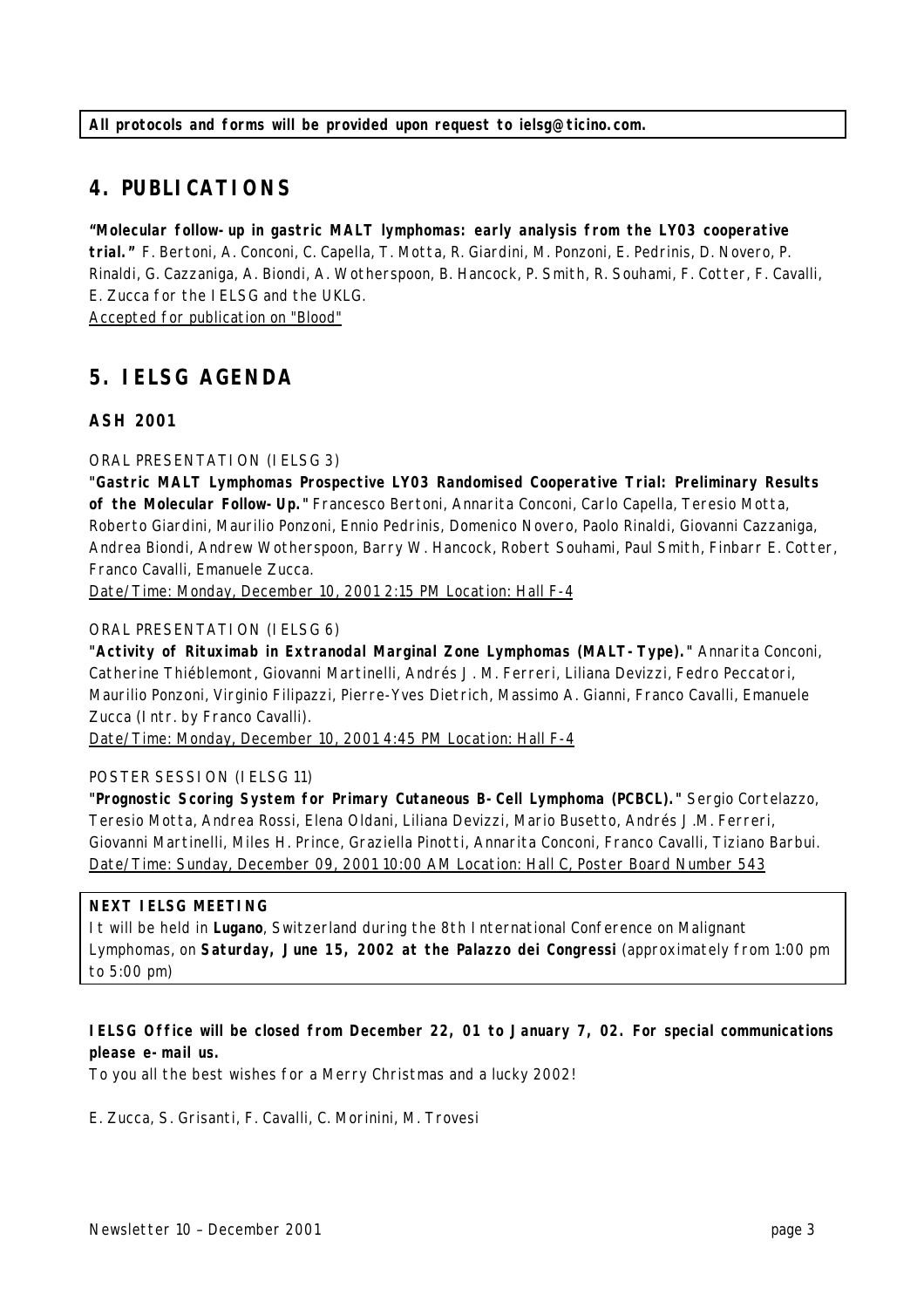**All protocols and forms will be provided upon request to ielsg@ticino.com.**

## 4. PUBLICATIONS

**"Molecular follow-up in gastric MALT lymphomas: early analysis from the LY03 cooperative trial."** F. Bertoni, A. Conconi, C. Capella, T. Motta, R. Giardini, M. Ponzoni, E. Pedrinis, D. Novero, P. Rinaldi, G. Cazzaniga, A. Biondi, A. Wotherspoon, B. Hancock, P. Smith, R. Souhami, F. Cotter, F. Cavalli, E. Zucca for the IELSG and the UKLG.
Accepted for publication on "Blood"

## 5. IELSG AGENDA

### ASH 2001

ORAL PRESENTATION (IELSG 3)
**"Gastric MALT Lymphomas Prospective LY03 Randomised Cooperative Trial: Preliminary Results of the Molecular Follow-Up."** Francesco Bertoni, Annarita Conconi, Carlo Capella, Teresio Motta, Roberto Giardini, Maurilio Ponzoni, Ennio Pedrinis, Domenico Novero, Paolo Rinaldi, Giovanni Cazzaniga, Andrea Biondi, Andrew Wotherspoon, Barry W. Hancock, Robert Souhami, Paul Smith, Finbarr E. Cotter, Franco Cavalli, Emanuele Zucca.
Date/Time: Monday, December 10, 2001 2:15 PM Location: Hall F-4

ORAL PRESENTATION (IELSG 6)
**"Activity of Rituximab in Extranodal Marginal Zone Lymphomas (MALT-Type)."** Annarita Conconi, Catherine Thiéblemont, Giovanni Martinelli, Andrés J. M. Ferreri, Liliana Devizzi, Fedro Peccatori, Maurilio Ponzoni, Virginio Filipazzi, Pierre-Yves Dietrich, Massimo A. Gianni, Franco Cavalli, Emanuele Zucca (Intr. by Franco Cavalli).
Date/Time: Monday, December 10, 2001 4:45 PM Location: Hall F-4

POSTER SESSION (IELSG 11)
**"Prognostic Scoring System for Primary Cutaneous B-Cell Lymphoma (PCBCL)."** Sergio Cortelazzo, Teresio Motta, Andrea Rossi, Elena Oldani, Liliana Devizzi, Mario Busetto, Andrés J.M. Ferreri, Giovanni Martinelli, Miles H. Prince, Graziella Pinotti, Annarita Conconi, Franco Cavalli, Tiziano Barbui.
Date/Time: Sunday, December 09, 2001 10:00 AM Location: Hall C, Poster Board Number 543

**NEXT IELSG MEETING**
It will be held in **Lugano**, Switzerland during the 8th International Conference on Malignant Lymphomas, on **Saturday, June 15, 2002 at the Palazzo dei Congressi** (approximately from 1:00 pm to 5:00 pm)

**IELSG Office will be closed from December 22, 01 to January 7, 02. For special communications please e-mail us.**
To you all the best wishes for a Merry Christmas and a lucky 2002!

E. Zucca, S. Grisanti, F. Cavalli, C. Morinini, M. Trovesi